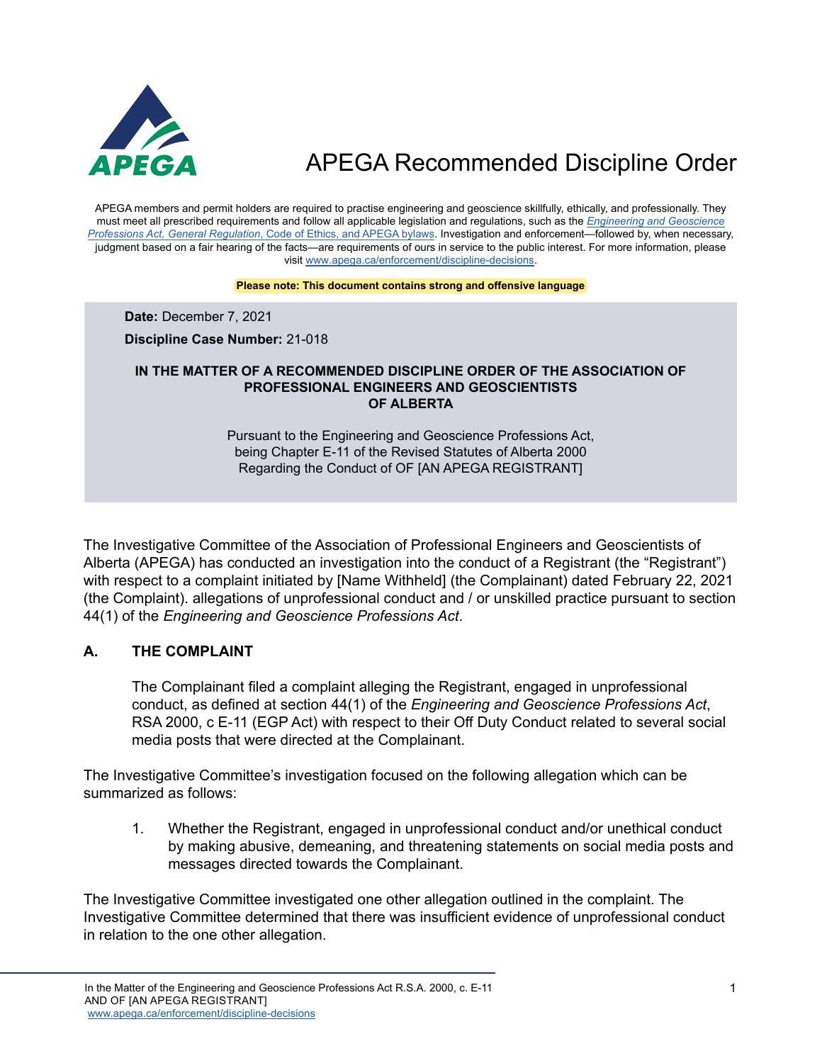# APEGA Recommended Discipline Order

APEGA members and permit holders are required to practise engineering and geoscience skillfully, ethically, and professionally. They must meet all prescribed requirements and follow all applicable legislation and regulations, such as the *Engineering and Geoscience Professions Act, General Regulation*, Code of Ethics, and APEGA bylaws. Investigation and enforcement—followed by, when necessary, judgment based on a fair hearing of the facts—are requirements of ours in service to the public interest. For more information, please visit www.apega.ca/enforcement/discipline-decisions.

**Please note: This document contains strong and offensive language**

**Date:** December 7, 2021

**Discipline Case Number:** 21-018

**IN THE MATTER OF A RECOMMENDED DISCIPLINE ORDER OF THE ASSOCIATION OF PROFESSIONAL ENGINEERS AND GEOSCIENTISTS OF ALBERTA**

Pursuant to the Engineering and Geoscience Professions Act, being Chapter E-11 of the Revised Statutes of Alberta 2000 Regarding the Conduct of OF [AN APEGA REGISTRANT]

The Investigative Committee of the Association of Professional Engineers and Geoscientists of Alberta (APEGA) has conducted an investigation into the conduct of a Registrant (the "Registrant") with respect to a complaint initiated by [Name Withheld] (the Complainant) dated February 22, 2021 (the Complaint). allegations of unprofessional conduct and / or unskilled practice pursuant to section 44(1) of the *Engineering and Geoscience Professions Act*.

## A. THE COMPLAINT

The Complainant filed a complaint alleging the Registrant, engaged in unprofessional conduct, as defined at section 44(1) of the *Engineering and Geoscience Professions Act*, RSA 2000, c E-11 (EGP Act) with respect to their Off Duty Conduct related to several social media posts that were directed at the Complainant.

The Investigative Committee's investigation focused on the following allegation which can be summarized as follows:

1. Whether the Registrant, engaged in unprofessional conduct and/or unethical conduct by making abusive, demeaning, and threatening statements on social media posts and messages directed towards the Complainant.

The Investigative Committee investigated one other allegation outlined in the complaint. The Investigative Committee determined that there was insufficient evidence of unprofessional conduct in relation to the one other allegation.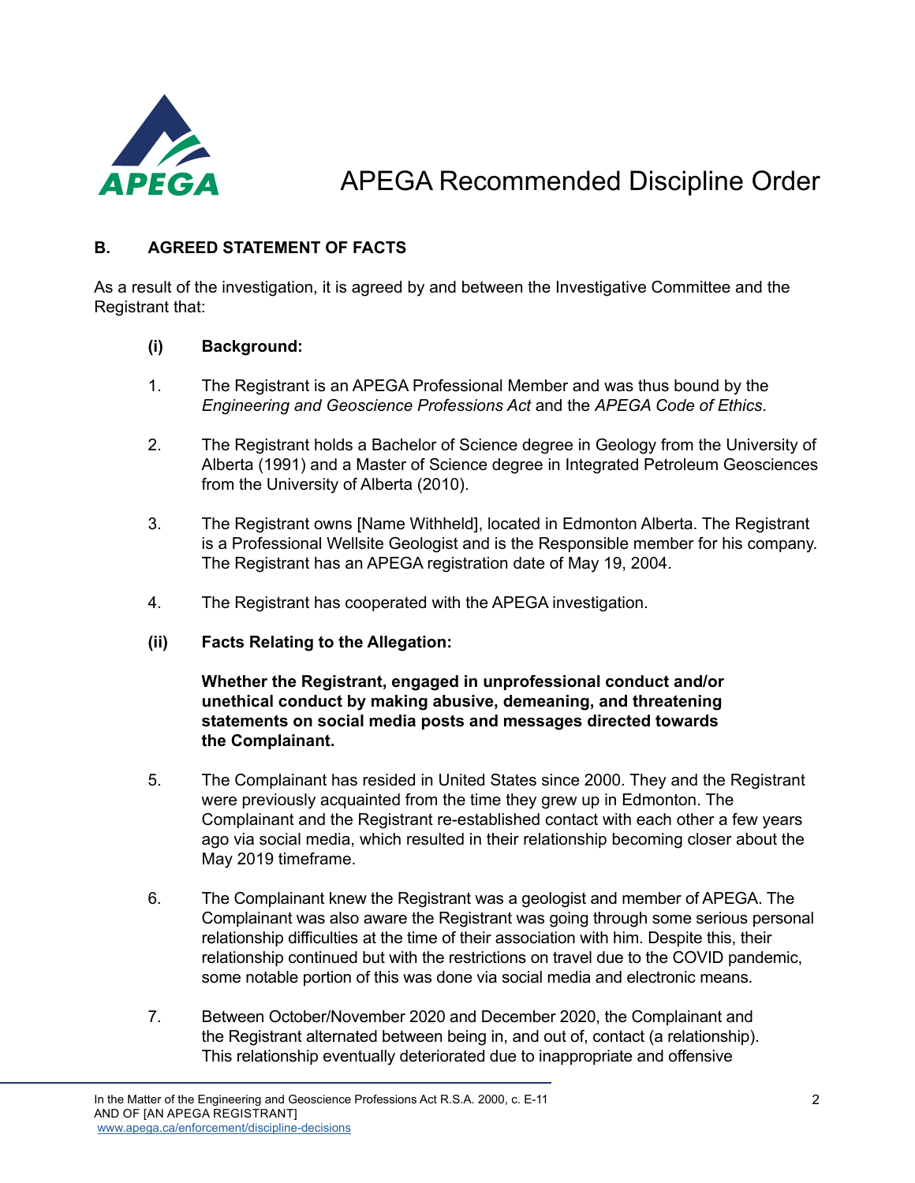### B. AGREED STATEMENT OF FACTS

As a result of the investigation, it is agreed by and between the Investigative Committee and the Registrant that:

**(i) Background:**

1. The Registrant is an APEGA Professional Member and was thus bound by the *Engineering and Geoscience Professions Act* and the *APEGA Code of Ethics*.

2. The Registrant holds a Bachelor of Science degree in Geology from the University of Alberta (1991) and a Master of Science degree in Integrated Petroleum Geosciences from the University of Alberta (2010).

3. The Registrant owns [Name Withheld], located in Edmonton Alberta. The Registrant is a Professional Wellsite Geologist and is the Responsible member for his company. The Registrant has an APEGA registration date of May 19, 2004.

4. The Registrant has cooperated with the APEGA investigation.

**(ii) Facts Relating to the Allegation:**

**Whether the Registrant, engaged in unprofessional conduct and/or unethical conduct by making abusive, demeaning, and threatening statements on social media posts and messages directed towards the Complainant.**

5. The Complainant has resided in United States since 2000. They and the Registrant were previously acquainted from the time they grew up in Edmonton. The Complainant and the Registrant re-established contact with each other a few years ago via social media, which resulted in their relationship becoming closer about the May 2019 timeframe.

6. The Complainant knew the Registrant was a geologist and member of APEGA. The Complainant was also aware the Registrant was going through some serious personal relationship difficulties at the time of their association with him. Despite this, their relationship continued but with the restrictions on travel due to the COVID pandemic, some notable portion of this was done via social media and electronic means.

7. Between October/November 2020 and December 2020, the Complainant and the Registrant alternated between being in, and out of, contact (a relationship). This relationship eventually deteriorated due to inappropriate and offensive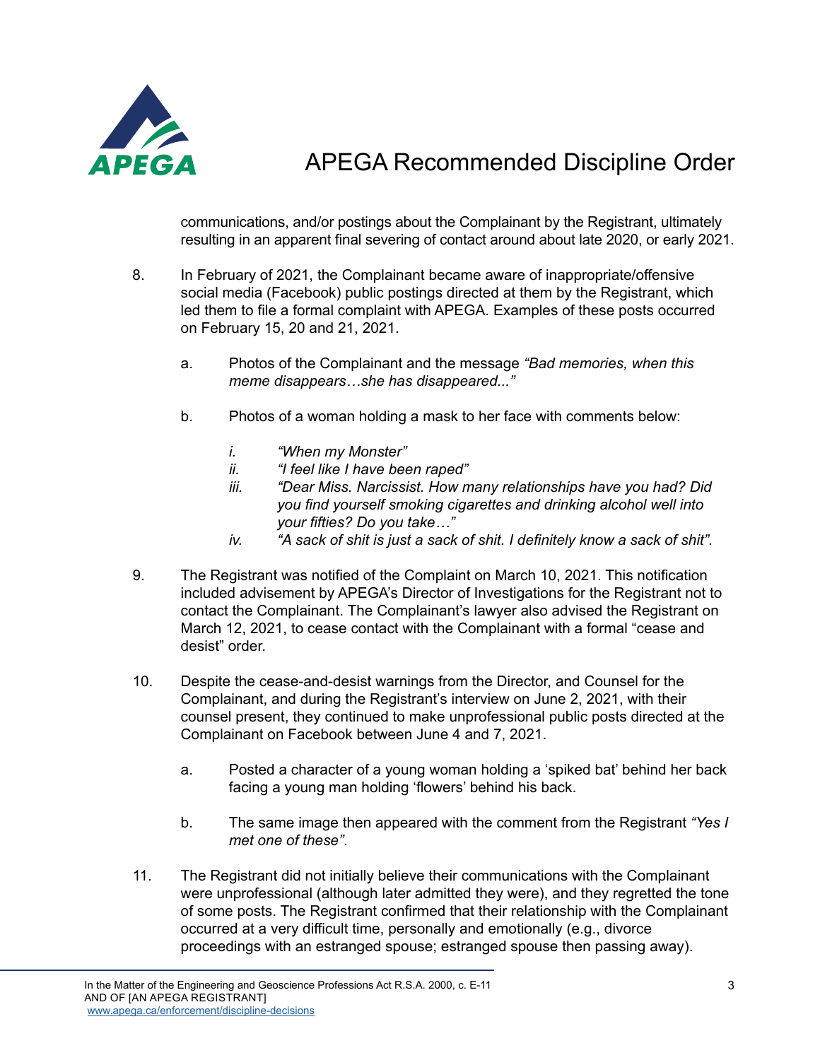communications, and/or postings about the Complainant by the Registrant, ultimately resulting in an apparent final severing of contact around about late 2020, or early 2021.

8. In February of 2021, the Complainant became aware of inappropriate/offensive social media (Facebook) public postings directed at them by the Registrant, which led them to file a formal complaint with APEGA. Examples of these posts occurred on February 15, 20 and 21, 2021.

   a. Photos of the Complainant and the message *"Bad memories, when this meme disappears…she has disappeared..."*

   b. Photos of a woman holding a mask to her face with comments below:

      *i.* *"When my Monster"*
      *ii.* *"I feel like I have been raped"*
      *iii.* *"Dear Miss. Narcissist. How many relationships have you had? Did you find yourself smoking cigarettes and drinking alcohol well into your fifties? Do you take…"*
      *iv.* *"A sack of shit is just a sack of shit. I definitely know a sack of shit".*

9. The Registrant was notified of the Complaint on March 10, 2021. This notification included advisement by APEGA's Director of Investigations for the Registrant not to contact the Complainant. The Complainant's lawyer also advised the Registrant on March 12, 2021, to cease contact with the Complainant with a formal "cease and desist" order.

10. Despite the cease-and-desist warnings from the Director, and Counsel for the Complainant, and during the Registrant's interview on June 2, 2021, with their counsel present, they continued to make unprofessional public posts directed at the Complainant on Facebook between June 4 and 7, 2021.

    a. Posted a character of a young woman holding a 'spiked bat' behind her back facing a young man holding 'flowers' behind his back.

    b. The same image then appeared with the comment from the Registrant *"Yes I met one of these".*

11. The Registrant did not initially believe their communications with the Complainant were unprofessional (although later admitted they were), and they regretted the tone of some posts. The Registrant confirmed that their relationship with the Complainant occurred at a very difficult time, personally and emotionally (e.g., divorce proceedings with an estranged spouse; estranged spouse then passing away).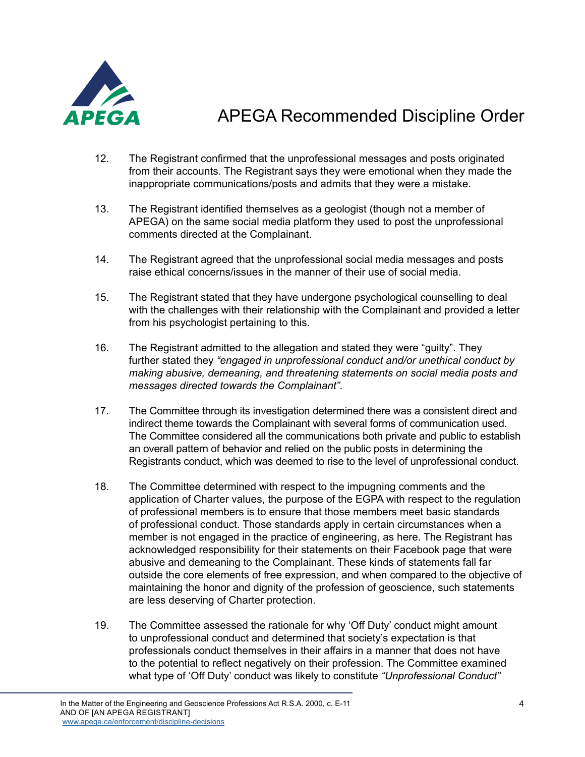12. The Registrant confirmed that the unprofessional messages and posts originated from their accounts. The Registrant says they were emotional when they made the inappropriate communications/posts and admits that they were a mistake.

13. The Registrant identified themselves as a geologist (though not a member of APEGA) on the same social media platform they used to post the unprofessional comments directed at the Complainant.

14. The Registrant agreed that the unprofessional social media messages and posts raise ethical concerns/issues in the manner of their use of social media.

15. The Registrant stated that they have undergone psychological counselling to deal with the challenges with their relationship with the Complainant and provided a letter from his psychologist pertaining to this.

16. The Registrant admitted to the allegation and stated they were "guilty". They further stated they *"engaged in unprofessional conduct and/or unethical conduct by making abusive, demeaning, and threatening statements on social media posts and messages directed towards the Complainant"*.

17. The Committee through its investigation determined there was a consistent direct and indirect theme towards the Complainant with several forms of communication used. The Committee considered all the communications both private and public to establish an overall pattern of behavior and relied on the public posts in determining the Registrants conduct, which was deemed to rise to the level of unprofessional conduct.

18. The Committee determined with respect to the impugning comments and the application of Charter values, the purpose of the EGPA with respect to the regulation of professional members is to ensure that those members meet basic standards of professional conduct. Those standards apply in certain circumstances when a member is not engaged in the practice of engineering, as here. The Registrant has acknowledged responsibility for their statements on their Facebook page that were abusive and demeaning to the Complainant. These kinds of statements fall far outside the core elements of free expression, and when compared to the objective of maintaining the honor and dignity of the profession of geoscience, such statements are less deserving of Charter protection.

19. The Committee assessed the rationale for why 'Off Duty' conduct might amount to unprofessional conduct and determined that society's expectation is that professionals conduct themselves in their affairs in a manner that does not have to the potential to reflect negatively on their profession. The Committee examined what type of 'Off Duty' conduct was likely to constitute *"Unprofessional Conduct"*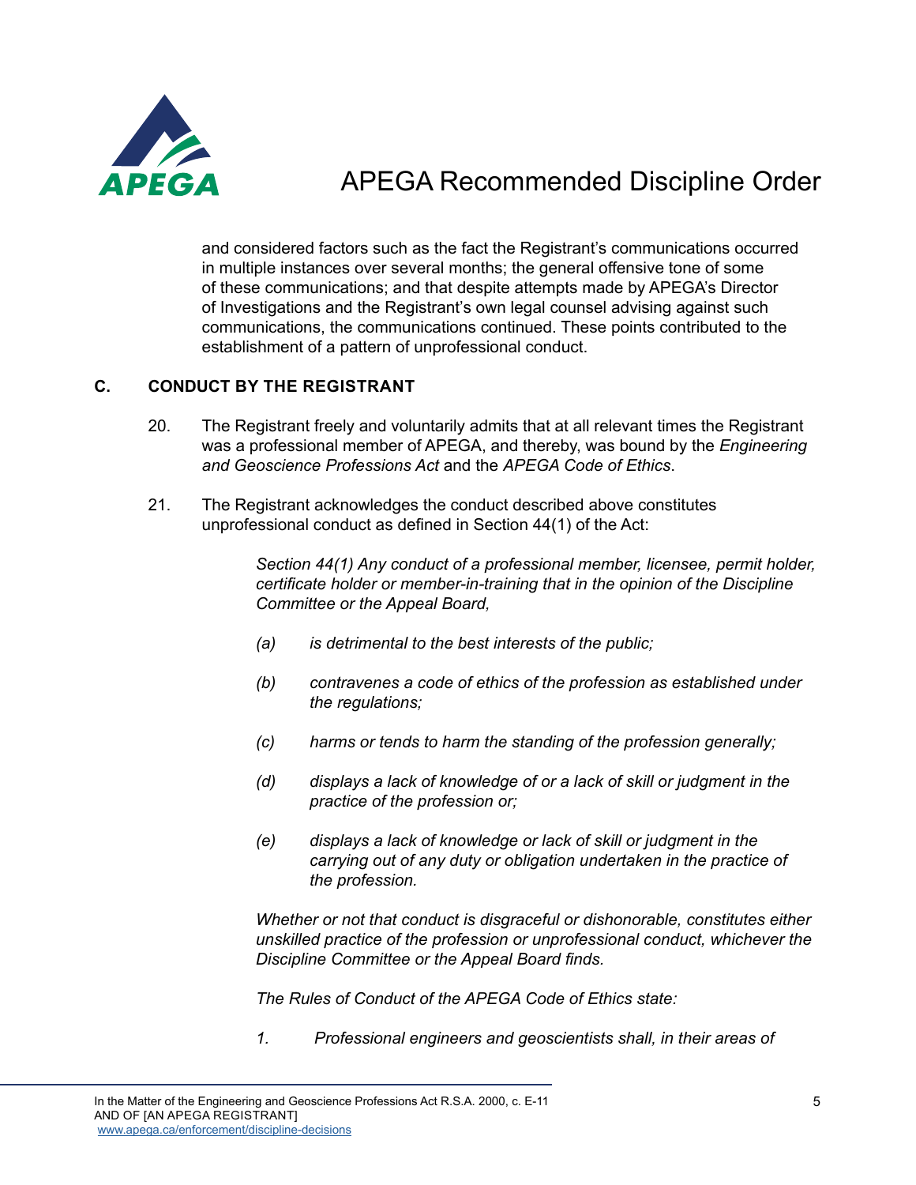and considered factors such as the fact the Registrant's communications occurred in multiple instances over several months; the general offensive tone of some of these communications; and that despite attempts made by APEGA's Director of Investigations and the Registrant's own legal counsel advising against such communications, the communications continued. These points contributed to the establishment of a pattern of unprofessional conduct.

## C. CONDUCT BY THE REGISTRANT

20. The Registrant freely and voluntarily admits that at all relevant times the Registrant was a professional member of APEGA, and thereby, was bound by the *Engineering and Geoscience Professions Act* and the *APEGA Code of Ethics*.

21. The Registrant acknowledges the conduct described above constitutes unprofessional conduct as defined in Section 44(1) of the Act:

> *Section 44(1) Any conduct of a professional member, licensee, permit holder, certificate holder or member-in-training that in the opinion of the Discipline Committee or the Appeal Board,*
>
> *(a) is detrimental to the best interests of the public;*
>
> *(b) contravenes a code of ethics of the profession as established under the regulations;*
>
> *(c) harms or tends to harm the standing of the profession generally;*
>
> *(d) displays a lack of knowledge of or a lack of skill or judgment in the practice of the profession or;*
>
> *(e) displays a lack of knowledge or lack of skill or judgment in the carrying out of any duty or obligation undertaken in the practice of the profession.*
>
> *Whether or not that conduct is disgraceful or dishonorable, constitutes either unskilled practice of the profession or unprofessional conduct, whichever the Discipline Committee or the Appeal Board finds.*
>
> *The Rules of Conduct of the APEGA Code of Ethics state:*
>
> *1. Professional engineers and geoscientists shall, in their areas of*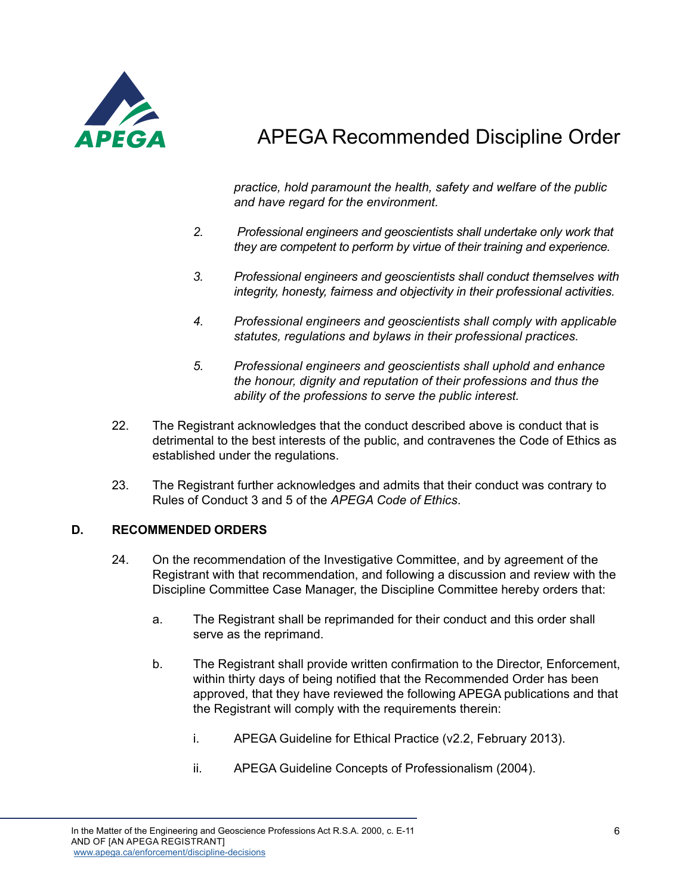*practice, hold paramount the health, safety and welfare of the public and have regard for the environment.*

2. *Professional engineers and geoscientists shall undertake only work that they are competent to perform by virtue of their training and experience.*

3. *Professional engineers and geoscientists shall conduct themselves with integrity, honesty, fairness and objectivity in their professional activities.*

4. *Professional engineers and geoscientists shall comply with applicable statutes, regulations and bylaws in their professional practices.*

5. *Professional engineers and geoscientists shall uphold and enhance the honour, dignity and reputation of their professions and thus the ability of the professions to serve the public interest.*

22. The Registrant acknowledges that the conduct described above is conduct that is detrimental to the best interests of the public, and contravenes the Code of Ethics as established under the regulations.

23. The Registrant further acknowledges and admits that their conduct was contrary to Rules of Conduct 3 and 5 of the *APEGA Code of Ethics*.

## D. RECOMMENDED ORDERS

24. On the recommendation of the Investigative Committee, and by agreement of the Registrant with that recommendation, and following a discussion and review with the Discipline Committee Case Manager, the Discipline Committee hereby orders that:

    a. The Registrant shall be reprimanded for their conduct and this order shall serve as the reprimand.

    b. The Registrant shall provide written confirmation to the Director, Enforcement, within thirty days of being notified that the Recommended Order has been approved, that they have reviewed the following APEGA publications and that the Registrant will comply with the requirements therein:

        i. APEGA Guideline for Ethical Practice (v2.2, February 2013).

        ii. APEGA Guideline Concepts of Professionalism (2004).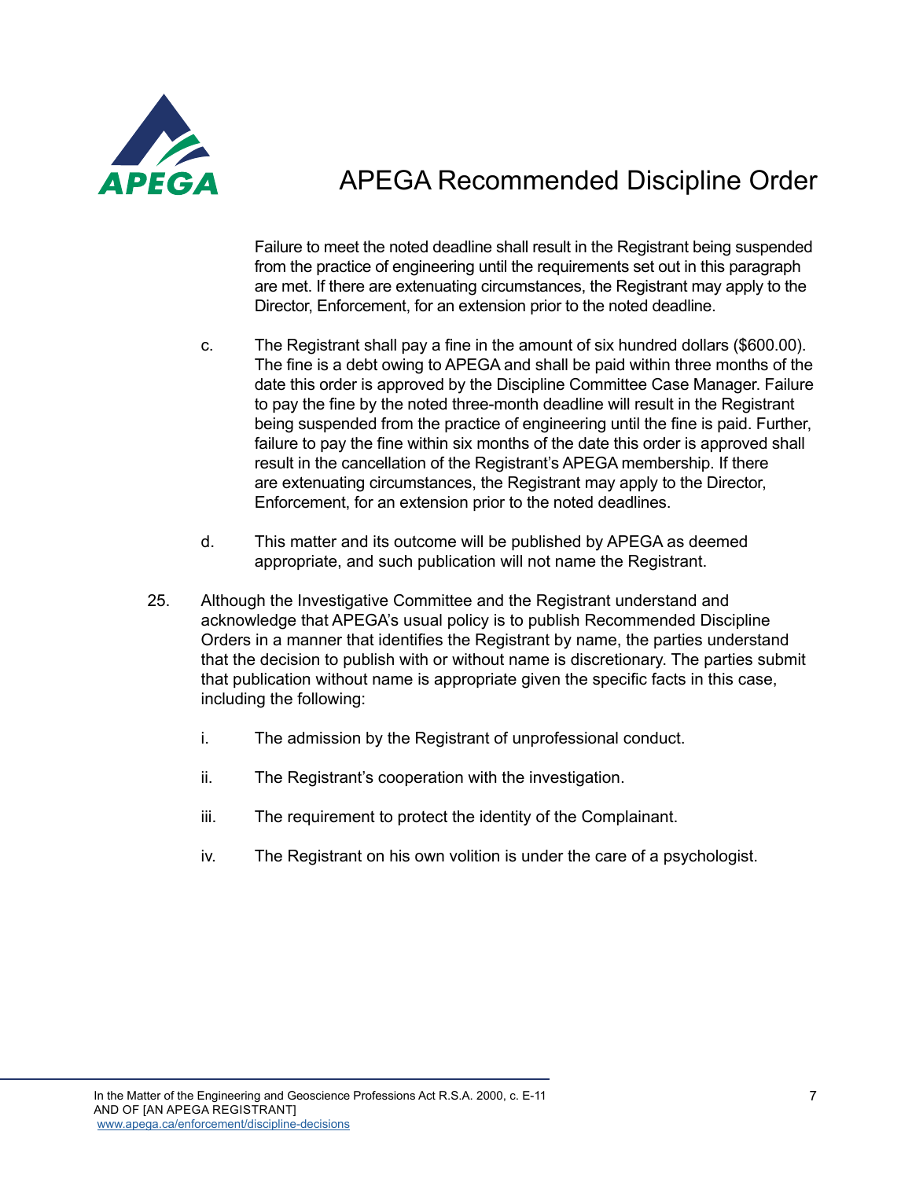Failure to meet the noted deadline shall result in the Registrant being suspended from the practice of engineering until the requirements set out in this paragraph are met. If there are extenuating circumstances, the Registrant may apply to the Director, Enforcement, for an extension prior to the noted deadline.

c. The Registrant shall pay a fine in the amount of six hundred dollars ($600.00). The fine is a debt owing to APEGA and shall be paid within three months of the date this order is approved by the Discipline Committee Case Manager. Failure to pay the fine by the noted three-month deadline will result in the Registrant being suspended from the practice of engineering until the fine is paid. Further, failure to pay the fine within six months of the date this order is approved shall result in the cancellation of the Registrant's APEGA membership. If there are extenuating circumstances, the Registrant may apply to the Director, Enforcement, for an extension prior to the noted deadlines.

d. This matter and its outcome will be published by APEGA as deemed appropriate, and such publication will not name the Registrant.

25. Although the Investigative Committee and the Registrant understand and acknowledge that APEGA's usual policy is to publish Recommended Discipline Orders in a manner that identifies the Registrant by name, the parties understand that the decision to publish with or without name is discretionary. The parties submit that publication without name is appropriate given the specific facts in this case, including the following:

   i. The admission by the Registrant of unprofessional conduct.

   ii. The Registrant's cooperation with the investigation.

   iii. The requirement to protect the identity of the Complainant.

   iv. The Registrant on his own volition is under the care of a psychologist.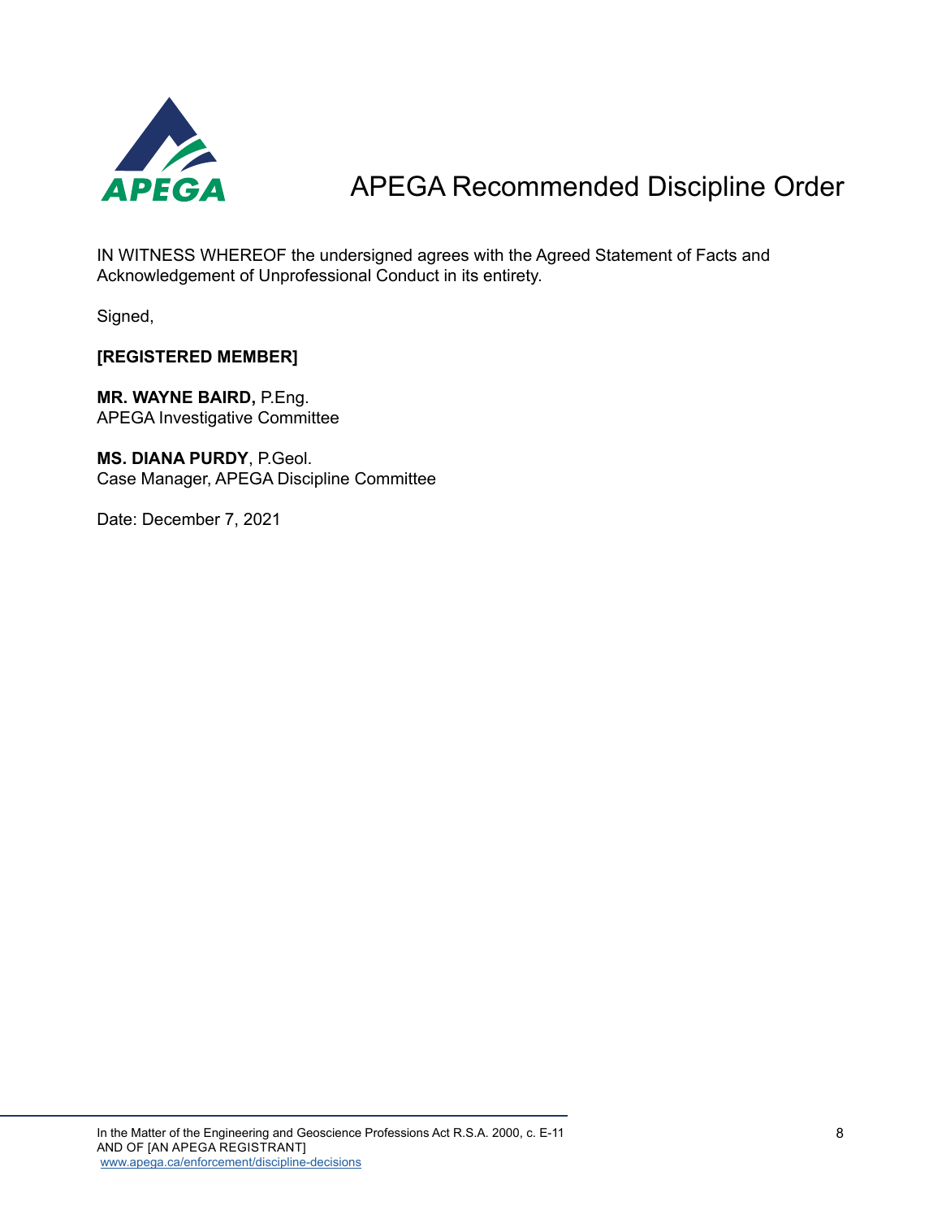# APEGA Recommended Discipline Order

IN WITNESS WHEREOF the undersigned agrees with the Agreed Statement of Facts and Acknowledgement of Unprofessional Conduct in its entirety.

Signed,

**[REGISTERED MEMBER]**

**MR. WAYNE BAIRD,** P.Eng.
APEGA Investigative Committee

**MS. DIANA PURDY**, P.Geol.
Case Manager, APEGA Discipline Committee

Date: December 7, 2021